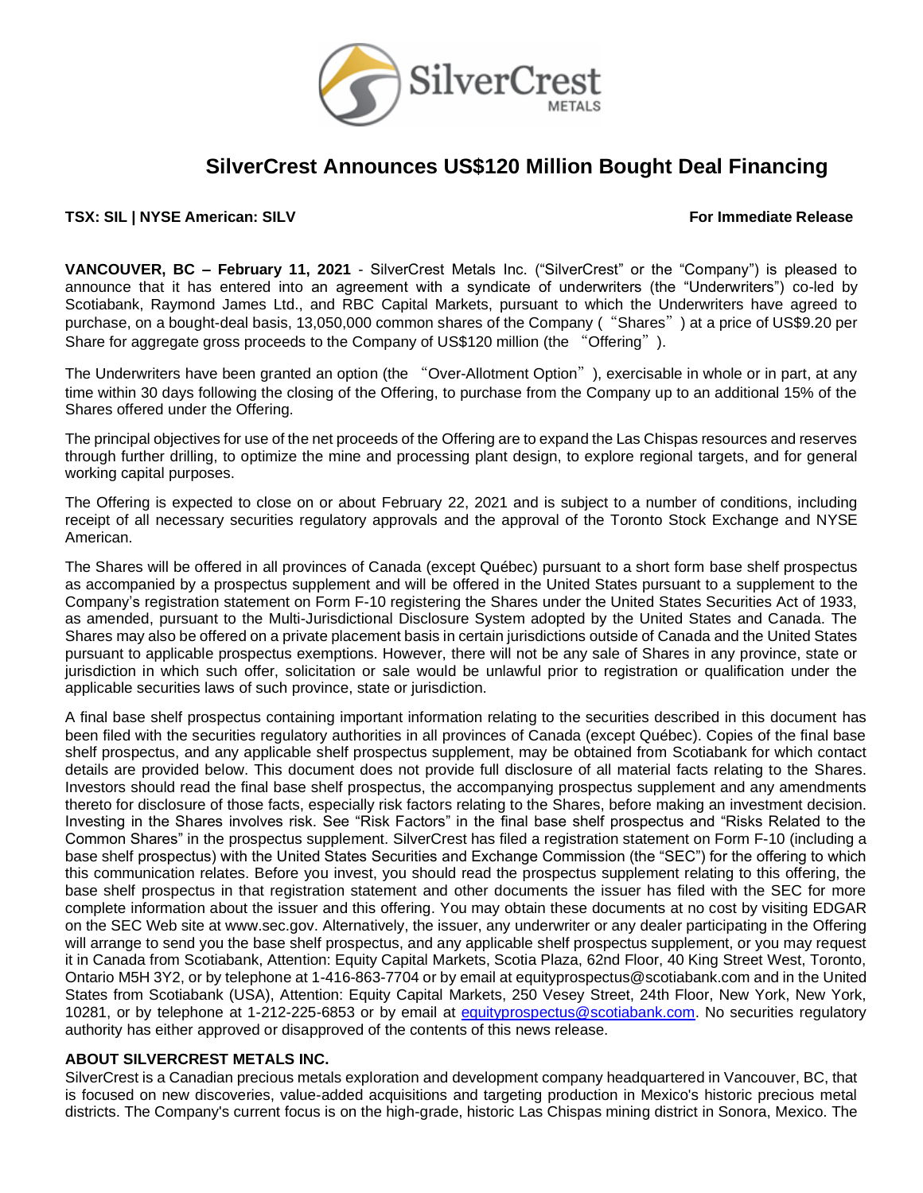# SilverCrest Announces US$120 Million Bought Deal Financing

**TSX: SIL | NYSE American: SILV** **For Immediate Release**

**VANCOUVER, BC – February 11, 2021** - SilverCrest Metals Inc. ("SilverCrest" or the "Company") is pleased to announce that it has entered into an agreement with a syndicate of underwriters (the "Underwriters") co-led by Scotiabank, Raymond James Ltd., and RBC Capital Markets, pursuant to which the Underwriters have agreed to purchase, on a bought-deal basis, 13,050,000 common shares of the Company ("Shares") at a price of US$9.20 per Share for aggregate gross proceeds to the Company of US$120 million (the "Offering").

The Underwriters have been granted an option (the "Over-Allotment Option"), exercisable in whole or in part, at any time within 30 days following the closing of the Offering, to purchase from the Company up to an additional 15% of the Shares offered under the Offering.

The principal objectives for use of the net proceeds of the Offering are to expand the Las Chispas resources and reserves through further drilling, to optimize the mine and processing plant design, to explore regional targets, and for general working capital purposes.

The Offering is expected to close on or about February 22, 2021 and is subject to a number of conditions, including receipt of all necessary securities regulatory approvals and the approval of the Toronto Stock Exchange and NYSE American.

The Shares will be offered in all provinces of Canada (except Québec) pursuant to a short form base shelf prospectus as accompanied by a prospectus supplement and will be offered in the United States pursuant to a supplement to the Company's registration statement on Form F-10 registering the Shares under the United States Securities Act of 1933, as amended, pursuant to the Multi-Jurisdictional Disclosure System adopted by the United States and Canada. The Shares may also be offered on a private placement basis in certain jurisdictions outside of Canada and the United States pursuant to applicable prospectus exemptions. However, there will not be any sale of Shares in any province, state or jurisdiction in which such offer, solicitation or sale would be unlawful prior to registration or qualification under the applicable securities laws of such province, state or jurisdiction.

A final base shelf prospectus containing important information relating to the securities described in this document has been filed with the securities regulatory authorities in all provinces of Canada (except Québec). Copies of the final base shelf prospectus, and any applicable shelf prospectus supplement, may be obtained from Scotiabank for which contact details are provided below. This document does not provide full disclosure of all material facts relating to the Shares. Investors should read the final base shelf prospectus, the accompanying prospectus supplement and any amendments thereto for disclosure of those facts, especially risk factors relating to the Shares, before making an investment decision. Investing in the Shares involves risk. See "Risk Factors" in the final base shelf prospectus and "Risks Related to the Common Shares" in the prospectus supplement. SilverCrest has filed a registration statement on Form F-10 (including a base shelf prospectus) with the United States Securities and Exchange Commission (the "SEC") for the offering to which this communication relates. Before you invest, you should read the prospectus supplement relating to this offering, the base shelf prospectus in that registration statement and other documents the issuer has filed with the SEC for more complete information about the issuer and this offering. You may obtain these documents at no cost by visiting EDGAR on the SEC Web site at www.sec.gov. Alternatively, the issuer, any underwriter or any dealer participating in the Offering will arrange to send you the base shelf prospectus, and any applicable shelf prospectus supplement, or you may request it in Canada from Scotiabank, Attention: Equity Capital Markets, Scotia Plaza, 62nd Floor, 40 King Street West, Toronto, Ontario M5H 3Y2, or by telephone at 1-416-863-7704 or by email at equityprospectus@scotiabank.com and in the United States from Scotiabank (USA), Attention: Equity Capital Markets, 250 Vesey Street, 24th Floor, New York, New York, 10281, or by telephone at 1-212-225-6853 or by email at equityprospectus@scotiabank.com. No securities regulatory authority has either approved or disapproved of the contents of this news release.

**ABOUT SILVERCREST METALS INC.**

SilverCrest is a Canadian precious metals exploration and development company headquartered in Vancouver, BC, that is focused on new discoveries, value-added acquisitions and targeting production in Mexico's historic precious metal districts. The Company's current focus is on the high-grade, historic Las Chispas mining district in Sonora, Mexico. The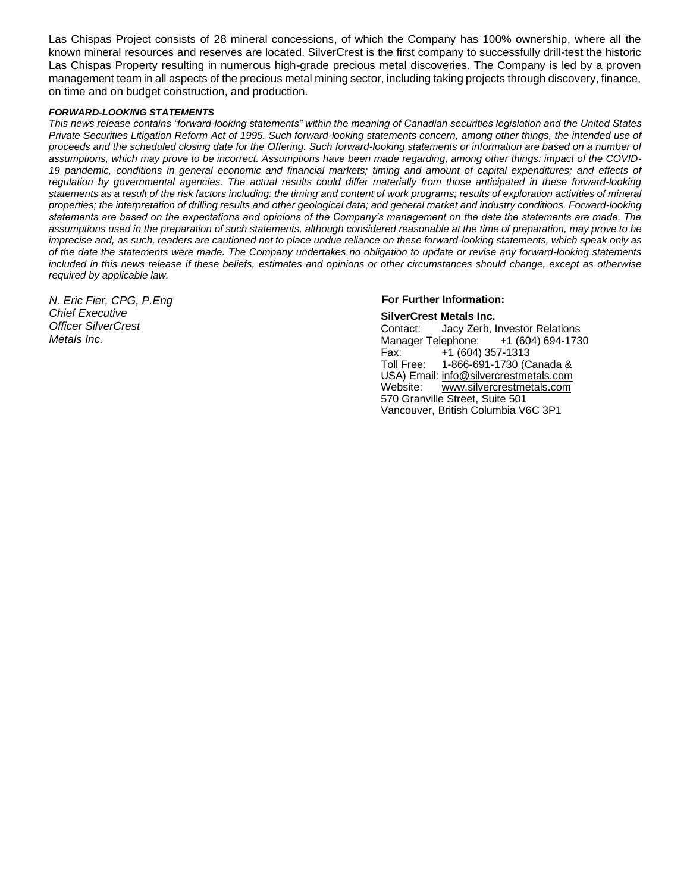Las Chispas Project consists of 28 mineral concessions, of which the Company has 100% ownership, where all the known mineral resources and reserves are located. SilverCrest is the first company to successfully drill-test the historic Las Chispas Property resulting in numerous high-grade precious metal discoveries. The Company is led by a proven management team in all aspects of the precious metal mining sector, including taking projects through discovery, finance, on time and on budget construction, and production.

***FORWARD-LOOKING STATEMENTS***

*This news release contains "forward-looking statements" within the meaning of Canadian securities legislation and the United States Private Securities Litigation Reform Act of 1995. Such forward-looking statements concern, among other things, the intended use of proceeds and the scheduled closing date for the Offering. Such forward-looking statements or information are based on a number of assumptions, which may prove to be incorrect. Assumptions have been made regarding, among other things: impact of the COVID-19 pandemic, conditions in general economic and financial markets; timing and amount of capital expenditures; and effects of regulation by governmental agencies. The actual results could differ materially from those anticipated in these forward-looking statements as a result of the risk factors including: the timing and content of work programs; results of exploration activities of mineral properties; the interpretation of drilling results and other geological data; and general market and industry conditions. Forward-looking statements are based on the expectations and opinions of the Company's management on the date the statements are made. The assumptions used in the preparation of such statements, although considered reasonable at the time of preparation, may prove to be imprecise and, as such, readers are cautioned not to place undue reliance on these forward-looking statements, which speak only as of the date the statements were made. The Company undertakes no obligation to update or revise any forward-looking statements included in this news release if these beliefs, estimates and opinions or other circumstances should change, except as otherwise required by applicable law.*

*N. Eric Fier, CPG, P.Eng*
*Chief Executive Officer SilverCrest Metals Inc.*

**For Further Information:**

**SilverCrest Metals Inc.**
Contact: Jacy Zerb, Investor Relations Manager
Telephone: +1 (604) 694-1730
Fax: +1 (604) 357-1313
Toll Free: 1-866-691-1730 (Canada & USA)
Email: info@silvercrestmetals.com
Website: www.silvercrestmetals.com
570 Granville Street, Suite 501
Vancouver, British Columbia V6C 3P1